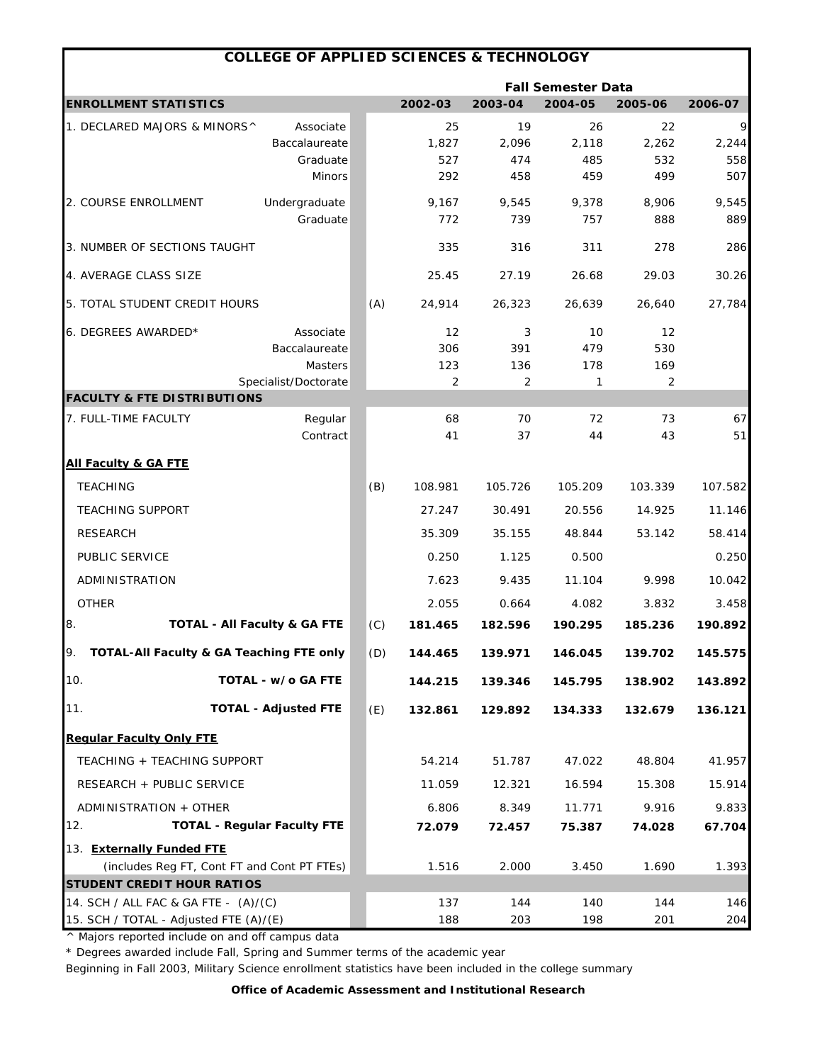# COLLEGE OF APPLIED SCIENCES & TECHNOLOGY

| | | | Fall Semester Data | | | | |
|---|---|---|---|---|---|---|---|
| **ENROLLMENT STATISTICS** | | | **2002-03** | **2003-04** | **2004-05** | **2005-06** | **2006-07** |
| 1. DECLARED MAJORS & MINORS^ | Associate | | 25 | 19 | 26 | 22 | 9 |
| | Baccalaureate | | 1,827 | 2,096 | 2,118 | 2,262 | 2,244 |
| | Graduate | | 527 | 474 | 485 | 532 | 558 |
| | Minors | | 292 | 458 | 459 | 499 | 507 |
| 2. COURSE ENROLLMENT | Undergraduate | | 9,167 | 9,545 | 9,378 | 8,906 | 9,545 |
| | Graduate | | 772 | 739 | 757 | 888 | 889 |
| 3. NUMBER OF SECTIONS TAUGHT | | | 335 | 316 | 311 | 278 | 286 |
| 4. AVERAGE CLASS SIZE | | | 25.45 | 27.19 | 26.68 | 29.03 | 30.26 |
| 5. TOTAL STUDENT CREDIT HOURS | | (A) | 24,914 | 26,323 | 26,639 | 26,640 | 27,784 |
| 6. DEGREES AWARDED* | Associate | | 12 | 3 | 10 | 12 | |
| | Baccalaureate | | 306 | 391 | 479 | 530 | |
| | Masters | | 123 | 136 | 178 | 169 | |
| | Specialist/Doctorate | | 2 | 2 | 1 | 2 | |
| **FACULTY & FTE DISTRIBUTIONS** | | | | | | | |
| 7. FULL-TIME FACULTY | Regular | | 68 | 70 | 72 | 73 | 67 |
| | Contract | | 41 | 37 | 44 | 43 | 51 |
| **All Faculty & GA FTE** | | | | | | | |
| TEACHING | | (B) | 108.981 | 105.726 | 105.209 | 103.339 | 107.582 |
| TEACHING SUPPORT | | | 27.247 | 30.491 | 20.556 | 14.925 | 11.146 |
| RESEARCH | | | 35.309 | 35.155 | 48.844 | 53.142 | 58.414 |
| PUBLIC SERVICE | | | 0.250 | 1.125 | 0.500 | | 0.250 |
| ADMINISTRATION | | | 7.623 | 9.435 | 11.104 | 9.998 | 10.042 |
| OTHER | | | 2.055 | 0.664 | 4.082 | 3.832 | 3.458 |
| 8. **TOTAL - All Faculty & GA FTE** | | (C) | **181.465** | **182.596** | **190.295** | **185.236** | **190.892** |
| 9. **TOTAL-All Faculty & GA Teaching FTE only** | | (D) | **144.465** | **139.971** | **146.045** | **139.702** | **145.575** |
| 10. **TOTAL - w/o GA FTE** | | | **144.215** | **139.346** | **145.795** | **138.902** | **143.892** |
| 11. **TOTAL - Adjusted FTE** | | (E) | **132.861** | **129.892** | **134.333** | **132.679** | **136.121** |
| **Regular Faculty Only FTE** | | | | | | | |
| TEACHING + TEACHING SUPPORT | | | 54.214 | 51.787 | 47.022 | 48.804 | 41.957 |
| RESEARCH + PUBLIC SERVICE | | | 11.059 | 12.321 | 16.594 | 15.308 | 15.914 |
| ADMINISTRATION + OTHER | | | 6.806 | 8.349 | 11.771 | 9.916 | 9.833 |
| 12. **TOTAL - Regular Faculty FTE** | | | **72.079** | **72.457** | **75.387** | **74.028** | **67.704** |
| 13. **Externally Funded FTE** (includes Reg FT, Cont FT and Cont PT FTEs) | | | 1.516 | 2.000 | 3.450 | 1.690 | 1.393 |
| **STUDENT CREDIT HOUR RATIOS** | | | | | | | |
| 14. SCH / ALL FAC & GA FTE - (A)/(C) | | | 137 | 144 | 140 | 144 | 146 |
| 15. SCH / TOTAL - Adjusted FTE (A)/(E) | | | 188 | 203 | 198 | 201 | 204 |

^ Majors reported include on and off campus data

* Degrees awarded include Fall, Spring and Summer terms of the academic year

Beginning in Fall 2003, Military Science enrollment statistics have been included in the college summary

**Office of Academic Assessment and Institutional Research**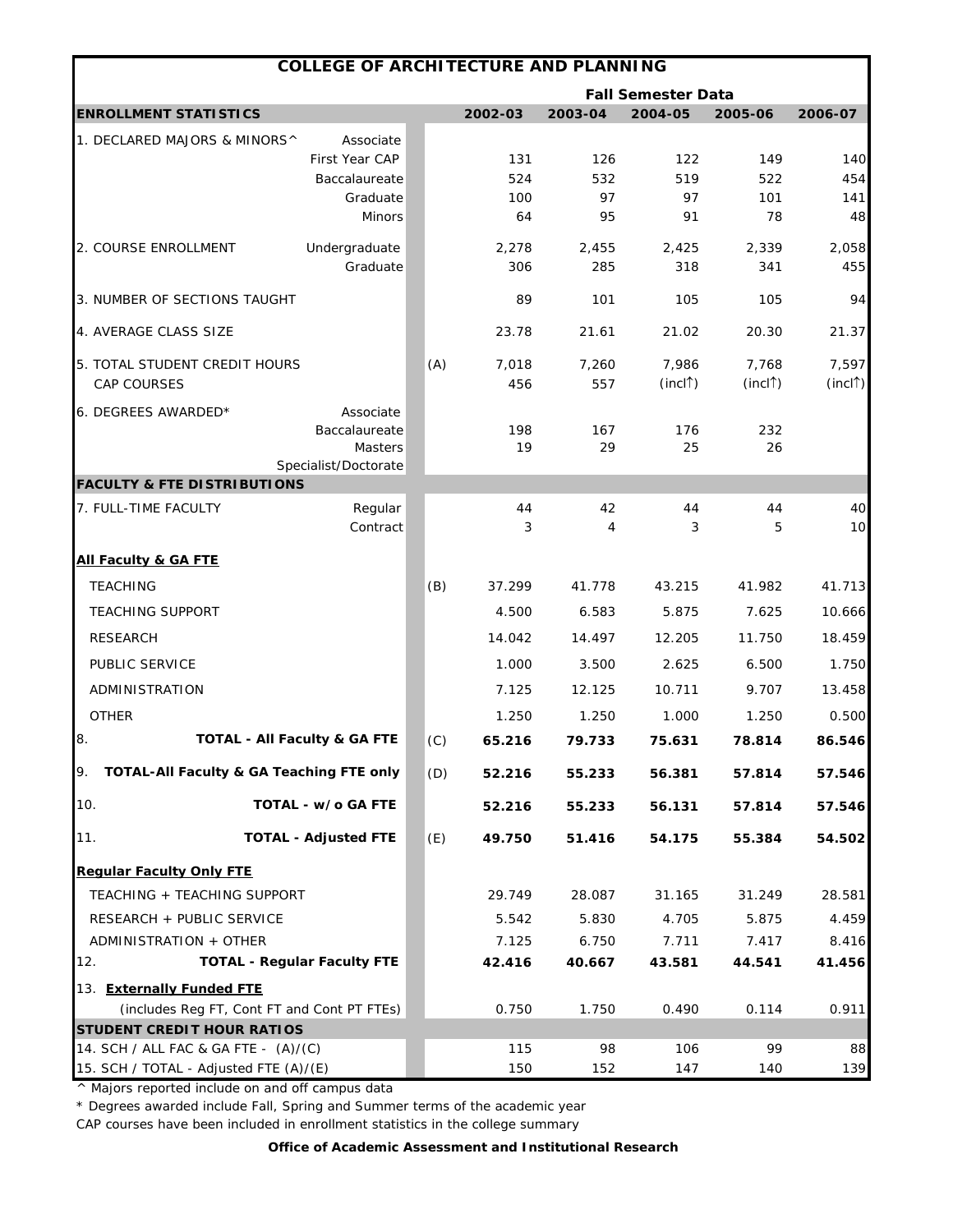# COLLEGE OF ARCHITECTURE AND PLANNING

| ENROLLMENT STATISTICS | | | 2002-03 | 2003-04 | 2004-05 | 2005-06 | 2006-07 |
|---|---|---|---|---|---|---|---|
| | | | **Fall Semester Data** | | | | |
| 1. DECLARED MAJORS & MINORS^ | Associate | | | | | | |
| | First Year CAP | | 131 | 126 | 122 | 149 | 140 |
| | Baccalaureate | | 524 | 532 | 519 | 522 | 454 |
| | Graduate | | 100 | 97 | 97 | 101 | 141 |
| | Minors | | 64 | 95 | 91 | 78 | 48 |
| 2. COURSE ENROLLMENT | Undergraduate | | 2,278 | 2,455 | 2,425 | 2,339 | 2,058 |
| | Graduate | | 306 | 285 | 318 | 341 | 455 |
| 3. NUMBER OF SECTIONS TAUGHT | | | 89 | 101 | 105 | 105 | 94 |
| 4. AVERAGE CLASS SIZE | | | 23.78 | 21.61 | 21.02 | 20.30 | 21.37 |
| 5. TOTAL STUDENT CREDIT HOURS | | (A) | 7,018 | 7,260 | 7,986 | 7,768 | 7,597 |
| CAP COURSES | | | 456 | 557 | (incl↑) | (incl↑) | (incl↑) |
| 6. DEGREES AWARDED* | Associate | | | | | | |
| | Baccalaureate | | 198 | 167 | 176 | 232 | |
| | Masters | | 19 | 29 | 25 | 26 | |
| | Specialist/Doctorate | | | | | | |
| **FACULTY & FTE DISTRIBUTIONS** | | | | | | | |
| 7. FULL-TIME FACULTY | Regular | | 44 | 42 | 44 | 44 | 40 |
| | Contract | | 3 | 4 | 3 | 5 | 10 |
| **All Faculty & GA FTE** | | | | | | | |
| TEACHING | | (B) | 37.299 | 41.778 | 43.215 | 41.982 | 41.713 |
| TEACHING SUPPORT | | | 4.500 | 6.583 | 5.875 | 7.625 | 10.666 |
| RESEARCH | | | 14.042 | 14.497 | 12.205 | 11.750 | 18.459 |
| PUBLIC SERVICE | | | 1.000 | 3.500 | 2.625 | 6.500 | 1.750 |
| ADMINISTRATION | | | 7.125 | 12.125 | 10.711 | 9.707 | 13.458 |
| OTHER | | | 1.250 | 1.250 | 1.000 | 1.250 | 0.500 |
| 8. | **TOTAL - All Faculty & GA FTE** | (C) | **65.216** | **79.733** | **75.631** | **78.814** | **86.546** |
| 9. **TOTAL-All Faculty & GA Teaching FTE only** | | (D) | **52.216** | **55.233** | **56.381** | **57.814** | **57.546** |
| 10. | **TOTAL - w/o GA FTE** | | **52.216** | **55.233** | **56.131** | **57.814** | **57.546** |
| 11. | **TOTAL - Adjusted FTE** | (E) | **49.750** | **51.416** | **54.175** | **55.384** | **54.502** |
| **Regular Faculty Only FTE** | | | | | | | |
| TEACHING + TEACHING SUPPORT | | | 29.749 | 28.087 | 31.165 | 31.249 | 28.581 |
| RESEARCH + PUBLIC SERVICE | | | 5.542 | 5.830 | 4.705 | 5.875 | 4.459 |
| ADMINISTRATION + OTHER | | | 7.125 | 6.750 | 7.711 | 7.417 | 8.416 |
| 12. | **TOTAL - Regular Faculty FTE** | | **42.416** | **40.667** | **43.581** | **44.541** | **41.456** |
| 13. **Externally Funded FTE** | | | | | | | |
| (includes Reg FT, Cont FT and Cont PT FTEs) | | | 0.750 | 1.750 | 0.490 | 0.114 | 0.911 |
| **STUDENT CREDIT HOUR RATIOS** | | | | | | | |
| 14. SCH / ALL FAC & GA FTE - (A)/(C) | | | 115 | 98 | 106 | 99 | 88 |
| 15. SCH / TOTAL - Adjusted FTE (A)/(E) | | | 150 | 152 | 147 | 140 | 139 |

^ Majors reported include on and off campus data

* Degrees awarded include Fall, Spring and Summer terms of the academic year

CAP courses have been included in enrollment statistics in the college summary

**Office of Academic Assessment and Institutional Research**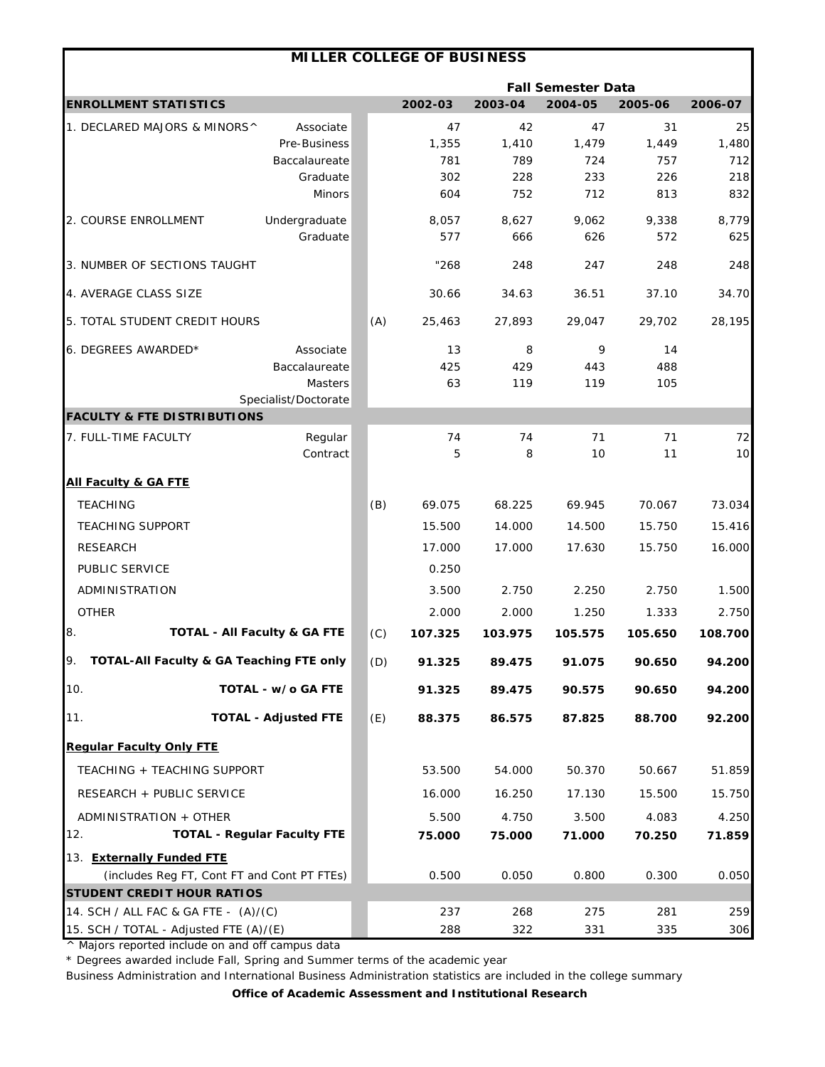# MILLER COLLEGE OF BUSINESS

| ENROLLMENT STATISTICS | | | 2002-03 | 2003-04 | 2004-05 | 2005-06 | 2006-07 |
|---|---|---|---|---|---|---|---|
| | | | **Fall Semester Data** | | | | |
| 1. DECLARED MAJORS & MINORS^ | Associate | | 47 | 42 | 47 | 31 | 25 |
| | Pre-Business | | 1,355 | 1,410 | 1,479 | 1,449 | 1,480 |
| | Baccalaureate | | 781 | 789 | 724 | 757 | 712 |
| | Graduate | | 302 | 228 | 233 | 226 | 218 |
| | Minors | | 604 | 752 | 712 | 813 | 832 |
| 2. COURSE ENROLLMENT | Undergraduate | | 8,057 | 8,627 | 9,062 | 9,338 | 8,779 |
| | Graduate | | 577 | 666 | 626 | 572 | 625 |
| 3. NUMBER OF SECTIONS TAUGHT | | | "268 | 248 | 247 | 248 | 248 |
| 4. AVERAGE CLASS SIZE | | | 30.66 | 34.63 | 36.51 | 37.10 | 34.70 |
| 5. TOTAL STUDENT CREDIT HOURS | | (A) | 25,463 | 27,893 | 29,047 | 29,702 | 28,195 |
| 6. DEGREES AWARDED* | Associate | | 13 | 8 | 9 | 14 | |
| | Baccalaureate | | 425 | 429 | 443 | 488 | |
| | Masters | | 63 | 119 | 119 | 105 | |
| | Specialist/Doctorate | | | | | | |
| **FACULTY & FTE DISTRIBUTIONS** | | | | | | | |
| 7. FULL-TIME FACULTY | Regular | | 74 | 74 | 71 | 71 | 72 |
| | Contract | | 5 | 8 | 10 | 11 | 10 |
| **All Faculty & GA FTE** | | | | | | | |
| TEACHING | | (B) | 69.075 | 68.225 | 69.945 | 70.067 | 73.034 |
| TEACHING SUPPORT | | | 15.500 | 14.000 | 14.500 | 15.750 | 15.416 |
| RESEARCH | | | 17.000 | 17.000 | 17.630 | 15.750 | 16.000 |
| PUBLIC SERVICE | | | 0.250 | | | | |
| ADMINISTRATION | | | 3.500 | 2.750 | 2.250 | 2.750 | 1.500 |
| OTHER | | | 2.000 | 2.000 | 1.250 | 1.333 | 2.750 |
| 8. **TOTAL - All Faculty & GA FTE** | | (C) | **107.325** | **103.975** | **105.575** | **105.650** | **108.700** |
| 9. **TOTAL-All Faculty & GA Teaching FTE only** | | (D) | **91.325** | **89.475** | **91.075** | **90.650** | **94.200** |
| 10. **TOTAL - w/o GA FTE** | | | **91.325** | **89.475** | **90.575** | **90.650** | **94.200** |
| 11. **TOTAL - Adjusted FTE** | | (E) | **88.375** | **86.575** | **87.825** | **88.700** | **92.200** |
| **Regular Faculty Only FTE** | | | | | | | |
| TEACHING + TEACHING SUPPORT | | | 53.500 | 54.000 | 50.370 | 50.667 | 51.859 |
| RESEARCH + PUBLIC SERVICE | | | 16.000 | 16.250 | 17.130 | 15.500 | 15.750 |
| ADMINISTRATION + OTHER | | | 5.500 | 4.750 | 3.500 | 4.083 | 4.250 |
| 12. **TOTAL - Regular Faculty FTE** | | | **75.000** | **75.000** | **71.000** | **70.250** | **71.859** |
| 13. **Externally Funded FTE** (includes Reg FT, Cont FT and Cont PT FTEs) | | | 0.500 | 0.050 | 0.800 | 0.300 | 0.050 |
| **STUDENT CREDIT HOUR RATIOS** | | | | | | | |
| 14. SCH / ALL FAC & GA FTE - (A)/(C) | | | 237 | 268 | 275 | 281 | 259 |
| 15. SCH / TOTAL - Adjusted FTE (A)/(E) | | | 288 | 322 | 331 | 335 | 306 |

^ Majors reported include on and off campus data

* Degrees awarded include Fall, Spring and Summer terms of the academic year

Business Administration and International Business Administration statistics are included in the college summary

**Office of Academic Assessment and Institutional Research**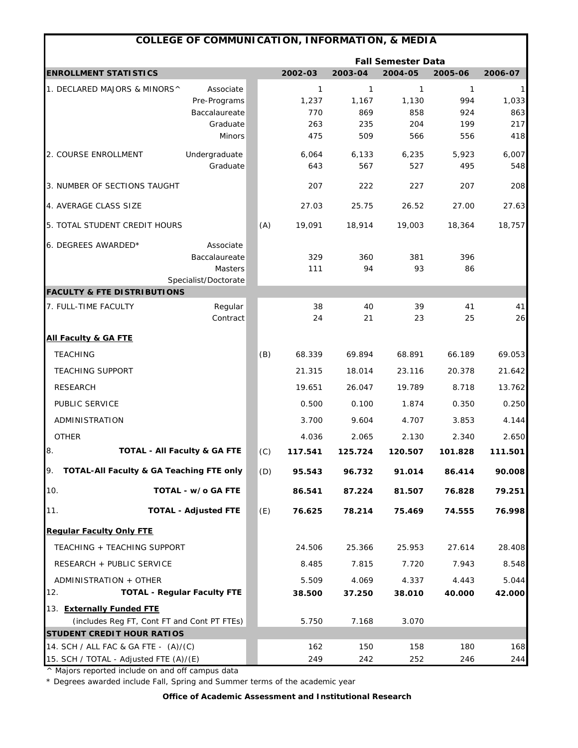# COLLEGE OF COMMUNICATION, INFORMATION, & MEDIA

| ENROLLMENT STATISTICS | | | 2002-03 | 2003-04 | 2004-05 | 2005-06 | 2006-07 |
|---|---|---|---|---|---|---|---|
| | | | **Fall Semester Data** | | | | |
| 1. DECLARED MAJORS & MINORS^ | Associate | | 1 | 1 | 1 | 1 | 1 |
| | Pre-Programs | | 1,237 | 1,167 | 1,130 | 994 | 1,033 |
| | Baccalaureate | | 770 | 869 | 858 | 924 | 863 |
| | Graduate | | 263 | 235 | 204 | 199 | 217 |
| | Minors | | 475 | 509 | 566 | 556 | 418 |
| 2. COURSE ENROLLMENT | Undergraduate | | 6,064 | 6,133 | 6,235 | 5,923 | 6,007 |
| | Graduate | | 643 | 567 | 527 | 495 | 548 |
| 3. NUMBER OF SECTIONS TAUGHT | | | 207 | 222 | 227 | 207 | 208 |
| 4. AVERAGE CLASS SIZE | | | 27.03 | 25.75 | 26.52 | 27.00 | 27.63 |
| 5. TOTAL STUDENT CREDIT HOURS | | (A) | 19,091 | 18,914 | 19,003 | 18,364 | 18,757 |
| 6. DEGREES AWARDED* | Associate | | | | | | |
| | Baccalaureate | | 329 | 360 | 381 | 396 | |
| | Masters | | 111 | 94 | 93 | 86 | |
| | Specialist/Doctorate | | | | | | |
| **FACULTY & FTE DISTRIBUTIONS** | | | | | | | |
| 7. FULL-TIME FACULTY | Regular | | 38 | 40 | 39 | 41 | 41 |
| | Contract | | 24 | 21 | 23 | 25 | 26 |
| **All Faculty & GA FTE** | | | | | | | |
| TEACHING | | (B) | 68.339 | 69.894 | 68.891 | 66.189 | 69.053 |
| TEACHING SUPPORT | | | 21.315 | 18.014 | 23.116 | 20.378 | 21.642 |
| RESEARCH | | | 19.651 | 26.047 | 19.789 | 8.718 | 13.762 |
| PUBLIC SERVICE | | | 0.500 | 0.100 | 1.874 | 0.350 | 0.250 |
| ADMINISTRATION | | | 3.700 | 9.604 | 4.707 | 3.853 | 4.144 |
| OTHER | | | 4.036 | 2.065 | 2.130 | 2.340 | 2.650 |
| 8. **TOTAL - All Faculty & GA FTE** | | (C) | **117.541** | **125.724** | **120.507** | **101.828** | **111.501** |
| 9. **TOTAL-All Faculty & GA Teaching FTE only** | | (D) | **95.543** | **96.732** | **91.014** | **86.414** | **90.008** |
| 10. **TOTAL - w/o GA FTE** | | | **86.541** | **87.224** | **81.507** | **76.828** | **79.251** |
| 11. **TOTAL - Adjusted FTE** | | (E) | **76.625** | **78.214** | **75.469** | **74.555** | **76.998** |
| **Regular Faculty Only FTE** | | | | | | | |
| TEACHING + TEACHING SUPPORT | | | 24.506 | 25.366 | 25.953 | 27.614 | 28.408 |
| RESEARCH + PUBLIC SERVICE | | | 8.485 | 7.815 | 7.720 | 7.943 | 8.548 |
| ADMINISTRATION + OTHER | | | 5.509 | 4.069 | 4.337 | 4.443 | 5.044 |
| 12. **TOTAL - Regular Faculty FTE** | | | **38.500** | **37.250** | **38.010** | **40.000** | **42.000** |
| 13. **Externally Funded FTE** (includes Reg FT, Cont FT and Cont PT FTEs) | | | 5.750 | 7.168 | 3.070 | | |
| **STUDENT CREDIT HOUR RATIOS** | | | | | | | |
| 14. SCH / ALL FAC & GA FTE - (A)/(C) | | | 162 | 150 | 158 | 180 | 168 |
| 15. SCH / TOTAL - Adjusted FTE (A)/(E) | | | 249 | 242 | 252 | 246 | 244 |

^ Majors reported include on and off campus data

* Degrees awarded include Fall, Spring and Summer terms of the academic year

**Office of Academic Assessment and Institutional Research**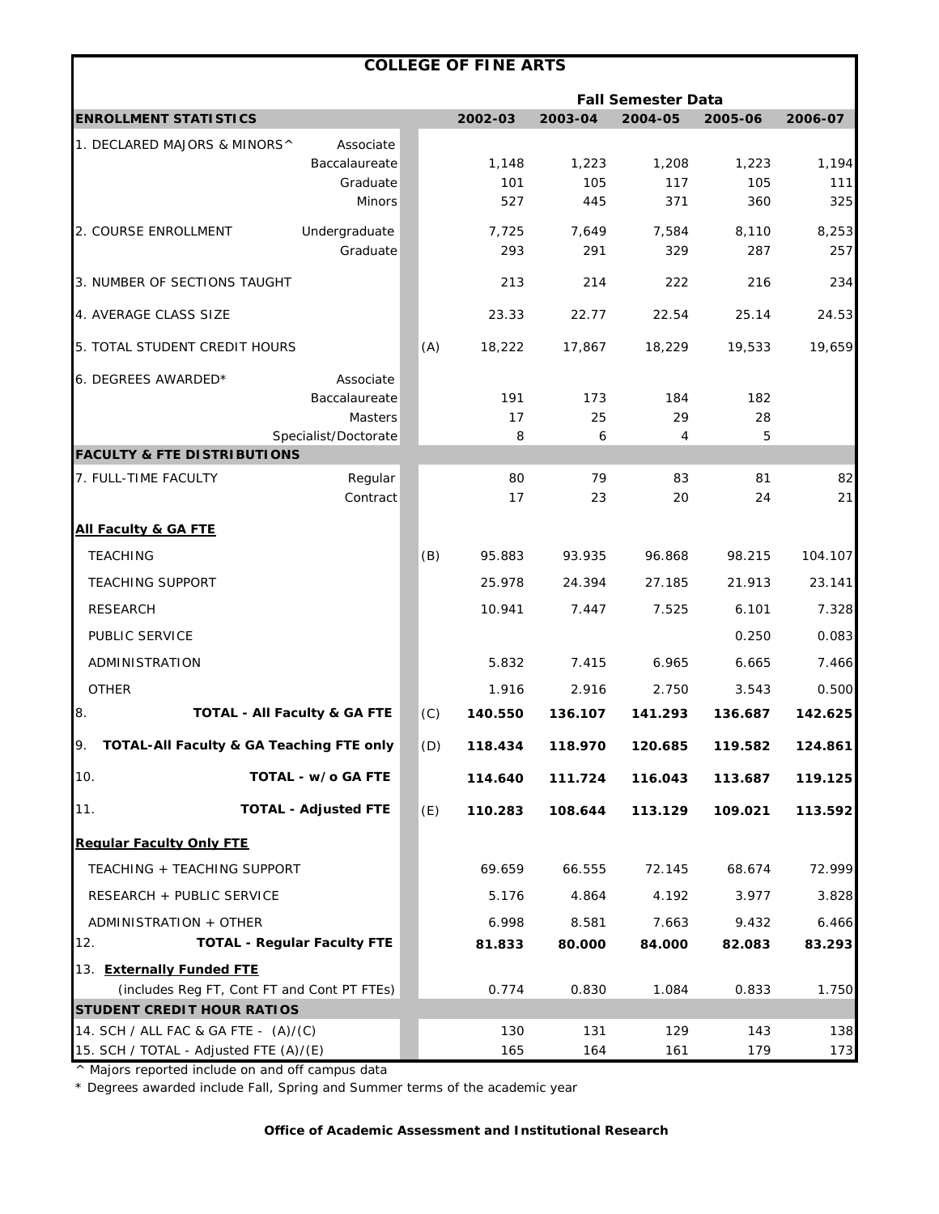# COLLEGE OF FINE ARTS

| ENROLLMENT STATISTICS | | | 2002-03 | 2003-04 | 2004-05 | 2005-06 | 2006-07 |
|---|---|---|---|---|---|---|---|
| | | | **Fall Semester Data** | | | | |
| 1. DECLARED MAJORS & MINORS^ | Associate | | | | | | |
| | Baccalaureate | | 1,148 | 1,223 | 1,208 | 1,223 | 1,194 |
| | Graduate | | 101 | 105 | 117 | 105 | 111 |
| | Minors | | 527 | 445 | 371 | 360 | 325 |
| 2. COURSE ENROLLMENT | Undergraduate | | 7,725 | 7,649 | 7,584 | 8,110 | 8,253 |
| | Graduate | | 293 | 291 | 329 | 287 | 257 |
| 3. NUMBER OF SECTIONS TAUGHT | | | 213 | 214 | 222 | 216 | 234 |
| 4. AVERAGE CLASS SIZE | | | 23.33 | 22.77 | 22.54 | 25.14 | 24.53 |
| 5. TOTAL STUDENT CREDIT HOURS | | (A) | 18,222 | 17,867 | 18,229 | 19,533 | 19,659 |
| 6. DEGREES AWARDED* | Associate | | | | | | |
| | Baccalaureate | | 191 | 173 | 184 | 182 | |
| | Masters | | 17 | 25 | 29 | 28 | |
| | Specialist/Doctorate | | 8 | 6 | 4 | 5 | |
| **FACULTY & FTE DISTRIBUTIONS** | | | | | | | |
| 7. FULL-TIME FACULTY | Regular | | 80 | 79 | 83 | 81 | 82 |
| | Contract | | 17 | 23 | 20 | 24 | 21 |
| **All Faculty & GA FTE** | | | | | | | |
| TEACHING | | (B) | 95.883 | 93.935 | 96.868 | 98.215 | 104.107 |
| TEACHING SUPPORT | | | 25.978 | 24.394 | 27.185 | 21.913 | 23.141 |
| RESEARCH | | | 10.941 | 7.447 | 7.525 | 6.101 | 7.328 |
| PUBLIC SERVICE | | | | | | 0.250 | 0.083 |
| ADMINISTRATION | | | 5.832 | 7.415 | 6.965 | 6.665 | 7.466 |
| OTHER | | | 1.916 | 2.916 | 2.750 | 3.543 | 0.500 |
| 8. | **TOTAL - All Faculty & GA FTE** | (C) | **140.550** | **136.107** | **141.293** | **136.687** | **142.625** |
| 9. **TOTAL-All Faculty & GA Teaching FTE only** | | (D) | **118.434** | **118.970** | **120.685** | **119.582** | **124.861** |
| 10. | **TOTAL - w/o GA FTE** | | **114.640** | **111.724** | **116.043** | **113.687** | **119.125** |
| 11. | **TOTAL - Adjusted FTE** | (E) | **110.283** | **108.644** | **113.129** | **109.021** | **113.592** |
| **Regular Faculty Only FTE** | | | | | | | |
| TEACHING + TEACHING SUPPORT | | | 69.659 | 66.555 | 72.145 | 68.674 | 72.999 |
| RESEARCH + PUBLIC SERVICE | | | 5.176 | 4.864 | 4.192 | 3.977 | 3.828 |
| ADMINISTRATION + OTHER | | | 6.998 | 8.581 | 7.663 | 9.432 | 6.466 |
| 12. | **TOTAL - Regular Faculty FTE** | | **81.833** | **80.000** | **84.000** | **82.083** | **83.293** |
| 13. **Externally Funded FTE** (includes Reg FT, Cont FT and Cont PT FTEs) | | | 0.774 | 0.830 | 1.084 | 0.833 | 1.750 |
| **STUDENT CREDIT HOUR RATIOS** | | | | | | | |
| 14. SCH / ALL FAC & GA FTE - (A)/(C) | | | 130 | 131 | 129 | 143 | 138 |
| 15. SCH / TOTAL - Adjusted FTE (A)/(E) | | | 165 | 164 | 161 | 179 | 173 |

^ Majors reported include on and off campus data

* Degrees awarded include Fall, Spring and Summer terms of the academic year

**Office of Academic Assessment and Institutional Research**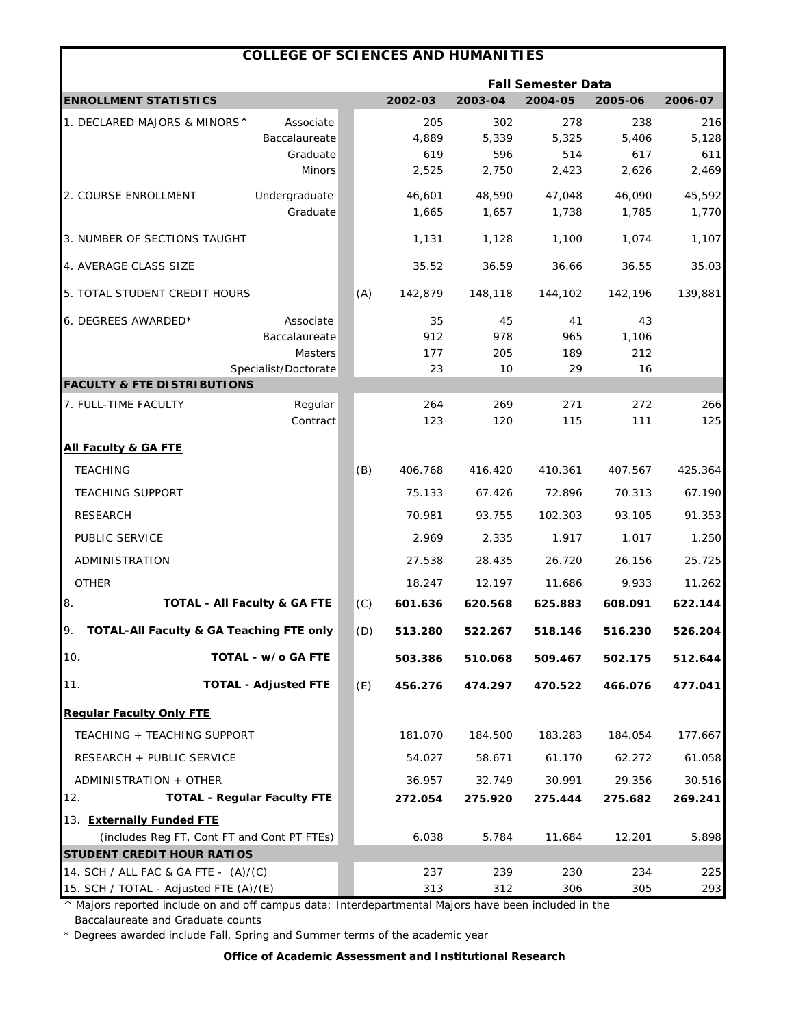# COLLEGE OF SCIENCES AND HUMANITIES

| ENROLLMENT STATISTICS | | | 2002-03 | 2003-04 | 2004-05 | 2005-06 | 2006-07 |
|---|---|---|---|---|---|---|---|
| | | | **Fall Semester Data** | | | | |
| 1. DECLARED MAJORS & MINORS^ | Associate | | 205 | 302 | 278 | 238 | 216 |
| | Baccalaureate | | 4,889 | 5,339 | 5,325 | 5,406 | 5,128 |
| | Graduate | | 619 | 596 | 514 | 617 | 611 |
| | Minors | | 2,525 | 2,750 | 2,423 | 2,626 | 2,469 |
| 2. COURSE ENROLLMENT | Undergraduate | | 46,601 | 48,590 | 47,048 | 46,090 | 45,592 |
| | Graduate | | 1,665 | 1,657 | 1,738 | 1,785 | 1,770 |
| 3. NUMBER OF SECTIONS TAUGHT | | | 1,131 | 1,128 | 1,100 | 1,074 | 1,107 |
| 4. AVERAGE CLASS SIZE | | | 35.52 | 36.59 | 36.66 | 36.55 | 35.03 |
| 5. TOTAL STUDENT CREDIT HOURS | | (A) | 142,879 | 148,118 | 144,102 | 142,196 | 139,881 |
| 6. DEGREES AWARDED* | Associate | | 35 | 45 | 41 | 43 | |
| | Baccalaureate | | 912 | 978 | 965 | 1,106 | |
| | Masters | | 177 | 205 | 189 | 212 | |
| | Specialist/Doctorate | | 23 | 10 | 29 | 16 | |
| **FACULTY & FTE DISTRIBUTIONS** | | | | | | | |
| 7. FULL-TIME FACULTY | Regular | | 264 | 269 | 271 | 272 | 266 |
| | Contract | | 123 | 120 | 115 | 111 | 125 |
| **All Faculty & GA FTE** | | | | | | | |
| TEACHING | | (B) | 406.768 | 416.420 | 410.361 | 407.567 | 425.364 |
| TEACHING SUPPORT | | | 75.133 | 67.426 | 72.896 | 70.313 | 67.190 |
| RESEARCH | | | 70.981 | 93.755 | 102.303 | 93.105 | 91.353 |
| PUBLIC SERVICE | | | 2.969 | 2.335 | 1.917 | 1.017 | 1.250 |
| ADMINISTRATION | | | 27.538 | 28.435 | 26.720 | 26.156 | 25.725 |
| OTHER | | | 18.247 | 12.197 | 11.686 | 9.933 | 11.262 |
| 8. **TOTAL - All Faculty & GA FTE** | | (C) | **601.636** | **620.568** | **625.883** | **608.091** | **622.144** |
| 9. **TOTAL-All Faculty & GA Teaching FTE only** | | (D) | **513.280** | **522.267** | **518.146** | **516.230** | **526.204** |
| 10. **TOTAL - w/o GA FTE** | | | **503.386** | **510.068** | **509.467** | **502.175** | **512.644** |
| 11. **TOTAL - Adjusted FTE** | | (E) | **456.276** | **474.297** | **470.522** | **466.076** | **477.041** |
| **Regular Faculty Only FTE** | | | | | | | |
| TEACHING + TEACHING SUPPORT | | | 181.070 | 184.500 | 183.283 | 184.054 | 177.667 |
| RESEARCH + PUBLIC SERVICE | | | 54.027 | 58.671 | 61.170 | 62.272 | 61.058 |
| ADMINISTRATION + OTHER | | | 36.957 | 32.749 | 30.991 | 29.356 | 30.516 |
| 12. **TOTAL - Regular Faculty FTE** | | | **272.054** | **275.920** | **275.444** | **275.682** | **269.241** |
| 13. **Externally Funded FTE** (includes Reg FT, Cont FT and Cont PT FTEs) | | | 6.038 | 5.784 | 11.684 | 12.201 | 5.898 |
| **STUDENT CREDIT HOUR RATIOS** | | | | | | | |
| 14. SCH / ALL FAC & GA FTE - (A)/(C) | | | 237 | 239 | 230 | 234 | 225 |
| 15. SCH / TOTAL - Adjusted FTE (A)/(E) | | | 313 | 312 | 306 | 305 | 293 |

^ Majors reported include on and off campus data; Interdepartmental Majors have been included in the Baccalaureate and Graduate counts

* Degrees awarded include Fall, Spring and Summer terms of the academic year

**Office of Academic Assessment and Institutional Research**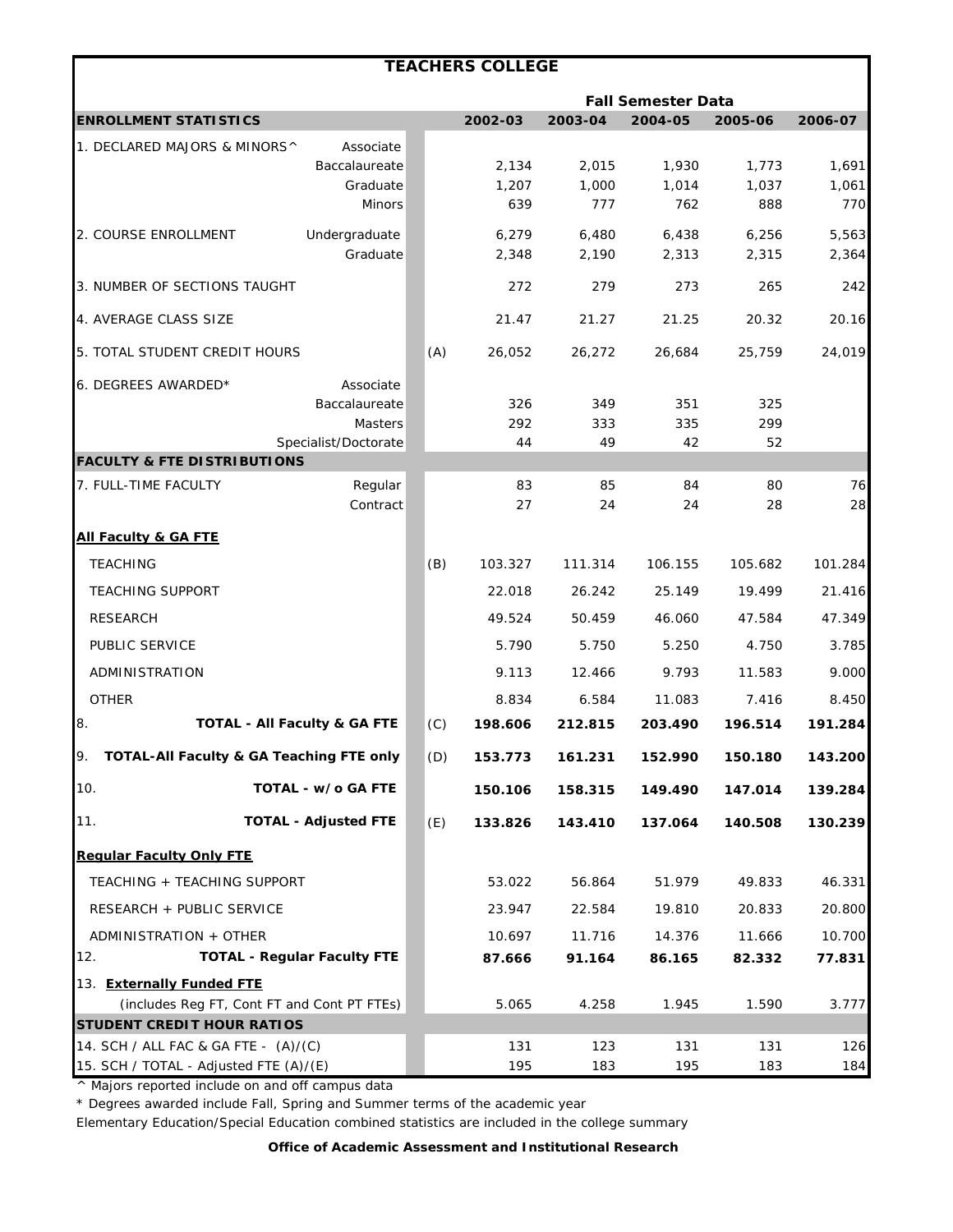# TEACHERS COLLEGE

| | | | Fall Semester Data | | | | |
|---|---|---|---|---|---|---|---|
| **ENROLLMENT STATISTICS** | | | 2002-03 | 2003-04 | 2004-05 | 2005-06 | 2006-07 |
| 1. DECLARED MAJORS & MINORS^ | Associate | | | | | | |
| | Baccalaureate | | 2,134 | 2,015 | 1,930 | 1,773 | 1,691 |
| | Graduate | | 1,207 | 1,000 | 1,014 | 1,037 | 1,061 |
| | Minors | | 639 | 777 | 762 | 888 | 770 |
| 2. COURSE ENROLLMENT | Undergraduate | | 6,279 | 6,480 | 6,438 | 6,256 | 5,563 |
| | Graduate | | 2,348 | 2,190 | 2,313 | 2,315 | 2,364 |
| 3. NUMBER OF SECTIONS TAUGHT | | | 272 | 279 | 273 | 265 | 242 |
| 4. AVERAGE CLASS SIZE | | | 21.47 | 21.27 | 21.25 | 20.32 | 20.16 |
| 5. TOTAL STUDENT CREDIT HOURS | | (A) | 26,052 | 26,272 | 26,684 | 25,759 | 24,019 |
| 6. DEGREES AWARDED* | Associate | | | | | | |
| | Baccalaureate | | 326 | 349 | 351 | 325 | |
| | Masters | | 292 | 333 | 335 | 299 | |
| | Specialist/Doctorate | | 44 | 49 | 42 | 52 | |
| **FACULTY & FTE DISTRIBUTIONS** | | | | | | | |
| 7. FULL-TIME FACULTY | Regular | | 83 | 85 | 84 | 80 | 76 |
| | Contract | | 27 | 24 | 24 | 28 | 28 |
| **All Faculty & GA FTE** | | | | | | | |
| TEACHING | | (B) | 103.327 | 111.314 | 106.155 | 105.682 | 101.284 |
| TEACHING SUPPORT | | | 22.018 | 26.242 | 25.149 | 19.499 | 21.416 |
| RESEARCH | | | 49.524 | 50.459 | 46.060 | 47.584 | 47.349 |
| PUBLIC SERVICE | | | 5.790 | 5.750 | 5.250 | 4.750 | 3.785 |
| ADMINISTRATION | | | 9.113 | 12.466 | 9.793 | 11.583 | 9.000 |
| OTHER | | | 8.834 | 6.584 | 11.083 | 7.416 | 8.450 |
| 8. **TOTAL - All Faculty & GA FTE** | | (C) | **198.606** | **212.815** | **203.490** | **196.514** | **191.284** |
| 9. **TOTAL-All Faculty & GA Teaching FTE only** | | (D) | **153.773** | **161.231** | **152.990** | **150.180** | **143.200** |
| 10. **TOTAL - w/o GA FTE** | | | **150.106** | **158.315** | **149.490** | **147.014** | **139.284** |
| 11. **TOTAL - Adjusted FTE** | | (E) | **133.826** | **143.410** | **137.064** | **140.508** | **130.239** |
| **Regular Faculty Only FTE** | | | | | | | |
| TEACHING + TEACHING SUPPORT | | | 53.022 | 56.864 | 51.979 | 49.833 | 46.331 |
| RESEARCH + PUBLIC SERVICE | | | 23.947 | 22.584 | 19.810 | 20.833 | 20.800 |
| ADMINISTRATION + OTHER | | | 10.697 | 11.716 | 14.376 | 11.666 | 10.700 |
| 12. **TOTAL - Regular Faculty FTE** | | | **87.666** | **91.164** | **86.165** | **82.332** | **77.831** |
| 13. **Externally Funded FTE** (includes Reg FT, Cont FT and Cont PT FTEs) | | | 5.065 | 4.258 | 1.945 | 1.590 | 3.777 |
| **STUDENT CREDIT HOUR RATIOS** | | | | | | | |
| 14. SCH / ALL FAC & GA FTE - (A)/(C) | | | 131 | 123 | 131 | 131 | 126 |
| 15. SCH / TOTAL - Adjusted FTE (A)/(E) | | | 195 | 183 | 195 | 183 | 184 |

^ Majors reported include on and off campus data

* Degrees awarded include Fall, Spring and Summer terms of the academic year

Elementary Education/Special Education combined statistics are included in the college summary

**Office of Academic Assessment and Institutional Research**